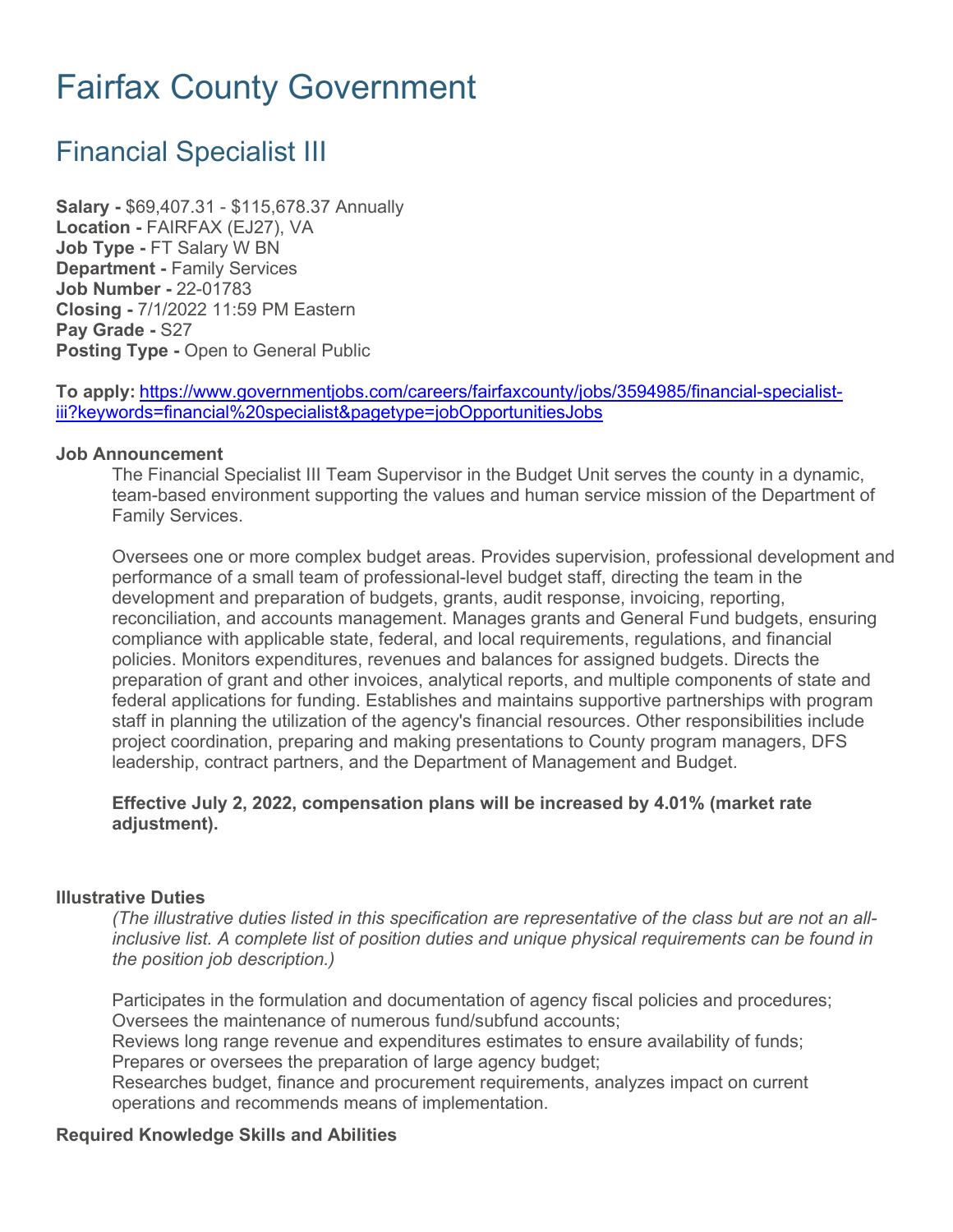# Fairfax County Government

## Financial Specialist III

**Salary -** $69,407.31 - $115,678.37 Annually
**Location -** FAIRFAX (EJ27), VA
**Job Type -** FT Salary W BN
**Department -** Family Services
**Job Number -** 22-01783
**Closing -** 7/1/2022 11:59 PM Eastern
**Pay Grade -** S27
**Posting Type -** Open to General Public

**To apply:** [https://www.governmentjobs.com/careers/fairfaxcounty/jobs/3594985/financial-specialist-iii?keywords=financial%20specialist&pagetype=jobOpportunitiesJobs](https://www.governmentjobs.com/careers/fairfaxcounty/jobs/3594985/financial-specialist-iii?keywords=financial%20specialist&pagetype=jobOpportunitiesJobs)

**Job Announcement**

The Financial Specialist III Team Supervisor in the Budget Unit serves the county in a dynamic, team-based environment supporting the values and human service mission of the Department of Family Services.

Oversees one or more complex budget areas. Provides supervision, professional development and performance of a small team of professional-level budget staff, directing the team in the development and preparation of budgets, grants, audit response, invoicing, reporting, reconciliation, and accounts management. Manages grants and General Fund budgets, ensuring compliance with applicable state, federal, and local requirements, regulations, and financial policies. Monitors expenditures, revenues and balances for assigned budgets. Directs the preparation of grant and other invoices, analytical reports, and multiple components of state and federal applications for funding. Establishes and maintains supportive partnerships with program staff in planning the utilization of the agency's financial resources. Other responsibilities include project coordination, preparing and making presentations to County program managers, DFS leadership, contract partners, and the Department of Management and Budget.

**Effective July 2, 2022, compensation plans will be increased by 4.01% (market rate adjustment).**

**Illustrative Duties**

*(The illustrative duties listed in this specification are representative of the class but are not an all-inclusive list. A complete list of position duties and unique physical requirements can be found in the position job description.)*

Participates in the formulation and documentation of agency fiscal policies and procedures;
Oversees the maintenance of numerous fund/subfund accounts;
Reviews long range revenue and expenditures estimates to ensure availability of funds;
Prepares or oversees the preparation of large agency budget;
Researches budget, finance and procurement requirements, analyzes impact on current operations and recommends means of implementation.

**Required Knowledge Skills and Abilities**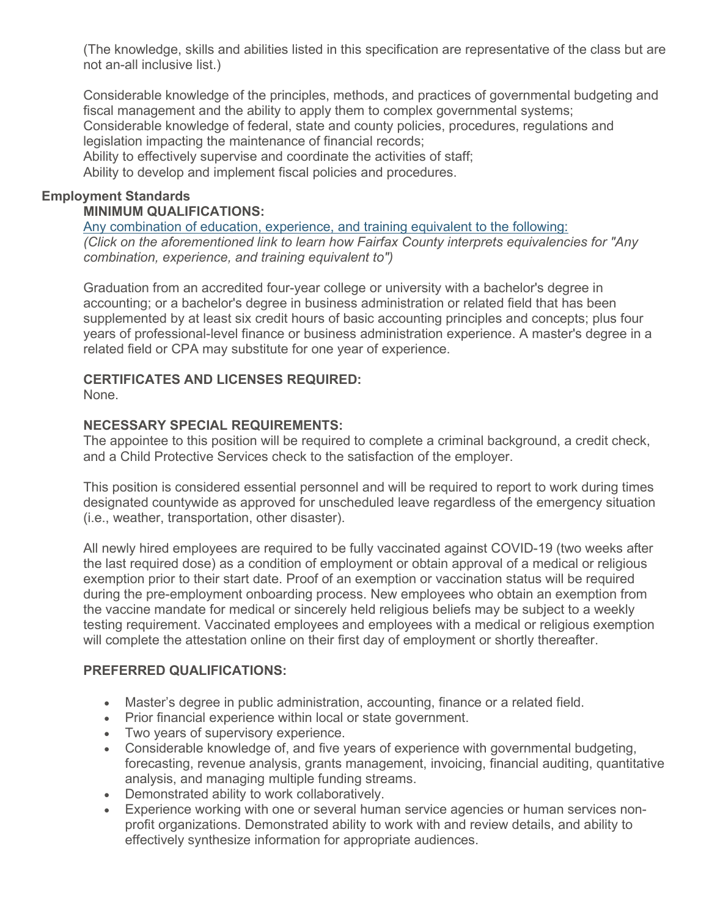(The knowledge, skills and abilities listed in this specification are representative of the class but are not an-all inclusive list.)

Considerable knowledge of the principles, methods, and practices of governmental budgeting and fiscal management and the ability to apply them to complex governmental systems;
Considerable knowledge of federal, state and county policies, procedures, regulations and legislation impacting the maintenance of financial records;
Ability to effectively supervise and coordinate the activities of staff;
Ability to develop and implement fiscal policies and procedures.

## Employment Standards

### MINIMUM QUALIFICATIONS:

Any combination of education, experience, and training equivalent to the following:
*(Click on the aforementioned link to learn how Fairfax County interprets equivalencies for "Any combination, experience, and training equivalent to")*

Graduation from an accredited four-year college or university with a bachelor's degree in accounting; or a bachelor's degree in business administration or related field that has been supplemented by at least six credit hours of basic accounting principles and concepts; plus four years of professional-level finance or business administration experience. A master's degree in a related field or CPA may substitute for one year of experience.

### CERTIFICATES AND LICENSES REQUIRED:

None.

### NECESSARY SPECIAL REQUIREMENTS:

The appointee to this position will be required to complete a criminal background, a credit check, and a Child Protective Services check to the satisfaction of the employer.

This position is considered essential personnel and will be required to report to work during times designated countywide as approved for unscheduled leave regardless of the emergency situation (i.e., weather, transportation, other disaster).

All newly hired employees are required to be fully vaccinated against COVID-19 (two weeks after the last required dose) as a condition of employment or obtain approval of a medical or religious exemption prior to their start date. Proof of an exemption or vaccination status will be required during the pre-employment onboarding process. New employees who obtain an exemption from the vaccine mandate for medical or sincerely held religious beliefs may be subject to a weekly testing requirement. Vaccinated employees and employees with a medical or religious exemption will complete the attestation online on their first day of employment or shortly thereafter.

### PREFERRED QUALIFICATIONS:

- Master's degree in public administration, accounting, finance or a related field.
- Prior financial experience within local or state government.
- Two years of supervisory experience.
- Considerable knowledge of, and five years of experience with governmental budgeting, forecasting, revenue analysis, grants management, invoicing, financial auditing, quantitative analysis, and managing multiple funding streams.
- Demonstrated ability to work collaboratively.
- Experience working with one or several human service agencies or human services non-profit organizations. Demonstrated ability to work with and review details, and ability to effectively synthesize information for appropriate audiences.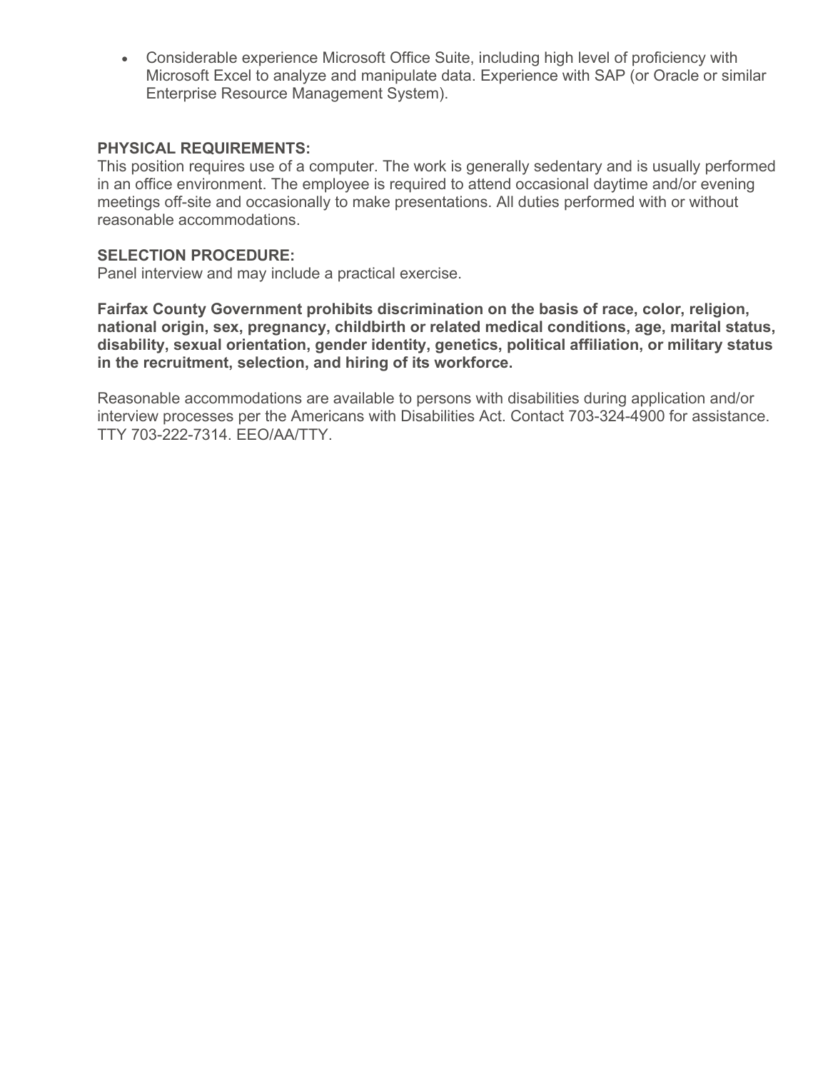- Considerable experience Microsoft Office Suite, including high level of proficiency with Microsoft Excel to analyze and manipulate data. Experience with SAP (or Oracle or similar Enterprise Resource Management System).

**PHYSICAL REQUIREMENTS:**
This position requires use of a computer. The work is generally sedentary and is usually performed in an office environment. The employee is required to attend occasional daytime and/or evening meetings off-site and occasionally to make presentations. All duties performed with or without reasonable accommodations.

**SELECTION PROCEDURE:**
Panel interview and may include a practical exercise.

**Fairfax County Government prohibits discrimination on the basis of race, color, religion, national origin, sex, pregnancy, childbirth or related medical conditions, age, marital status, disability, sexual orientation, gender identity, genetics, political affiliation, or military status in the recruitment, selection, and hiring of its workforce.**

Reasonable accommodations are available to persons with disabilities during application and/or interview processes per the Americans with Disabilities Act. Contact 703-324-4900 for assistance. TTY 703-222-7314. EEO/AA/TTY.